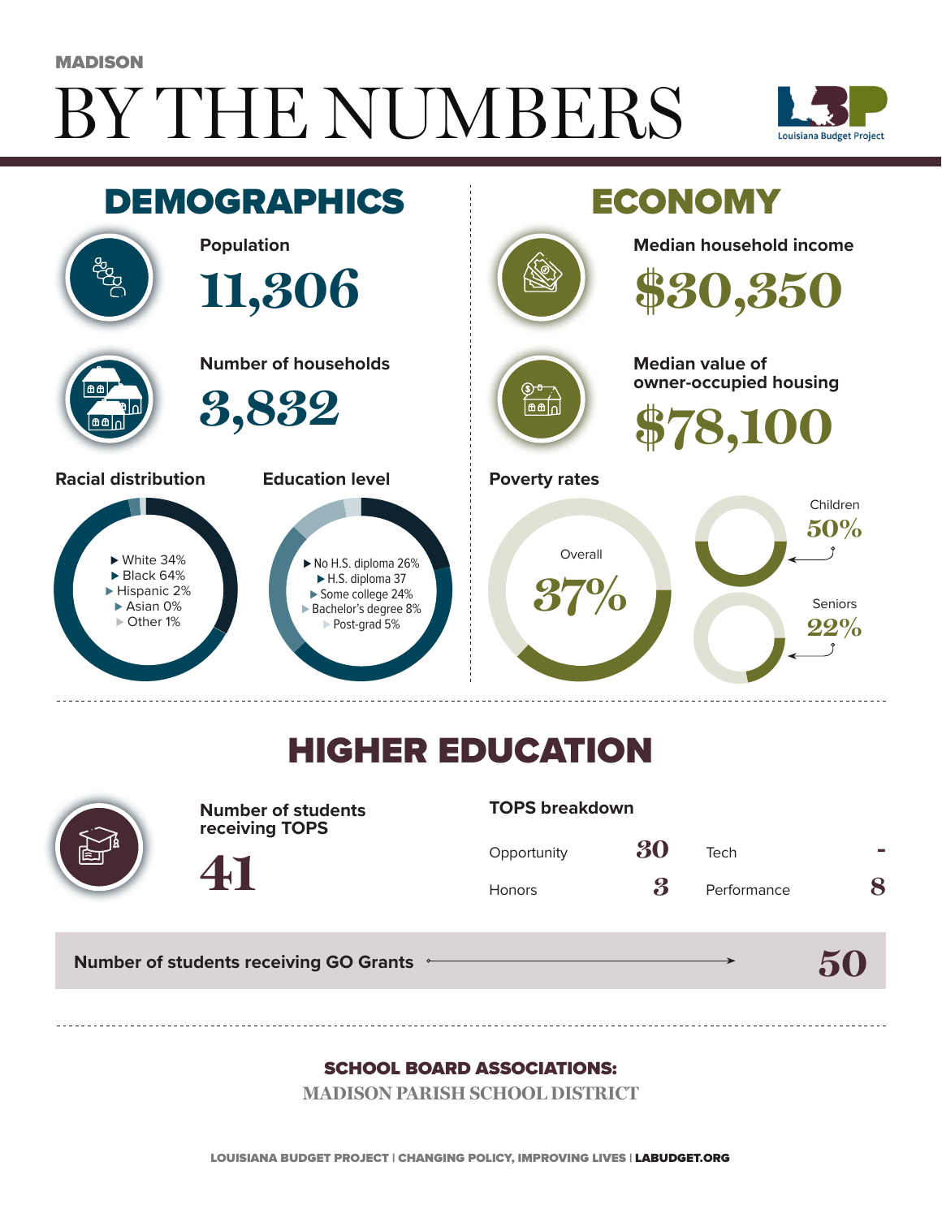MADISON

# BY THE NUMBERS

Louisiana Budget Project

## DEMOGRAPHICS

**Population**

**11,306**

**Number of households**

**3,832**

**Racial distribution**

- White 34%
- Black 64%
- Hispanic 2%
- Asian 0%
- Other 1%

**Education level**

- No H.S. diploma 26%
- H.S. diploma 37
- Some college 24%
- Bachelor's degree 8%
- Post-grad 5%

## ECONOMY

**Median household income**

**$30,350**

**Median value of owner-occupied housing**

**$78,100**

**Poverty rates**

Overall **37%**

Children **50%**

Seniors **22%**

## HIGHER EDUCATION

**Number of students receiving TOPS**

**41**

**TOPS breakdown**

| | | | |
|---|---|---|---|
| Opportunity | 30 | Tech | - |
| Honors | 3 | Performance | 8 |

**Number of students receiving GO Grants** → **50**

**SCHOOL BOARD ASSOCIATIONS:**

MADISON PARISH SCHOOL DISTRICT

LOUISIANA BUDGET PROJECT | CHANGING POLICY, IMPROVING LIVES | LABUDGET.ORG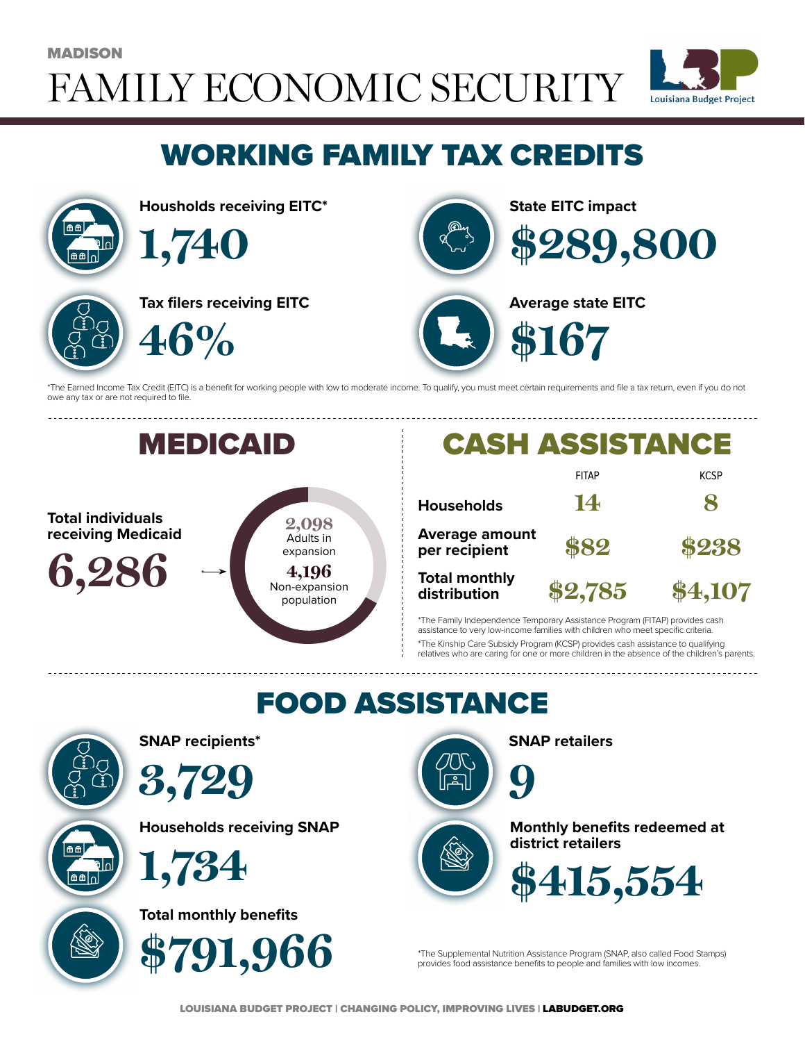MADISON

# FAMILY ECONOMIC SECURITY

Louisiana Budget Project

## WORKING FAMILY TAX CREDITS

**Households receiving EITC***

**1,740**

**State EITC impact**

**$289,800**

**Tax filers receiving EITC**

**46%**

**Average state EITC**

**$167**

*The Earned Income Tax Credit (EITC) is a benefit for working people with low to moderate income. To qualify, you must meet certain requirements and file a tax return, even if you do not owe any tax or are not required to file.

## MEDICAID

**Total individuals receiving Medicaid**

**6,286**

2,098 Adults in expansion

4,196 Non-expansion population

## CASH ASSISTANCE

| | FITAP | KCSP |
|---|---|---|
| Households | 14 | 8 |
| Average amount per recipient | $82 | $238 |
| Total monthly distribution | $2,785 | $4,107 |

*The Family Independence Temporary Assistance Program (FITAP) provides cash assistance to very low-income families with children who meet specific criteria.

*The Kinship Care Subsidy Program (KCSP) provides cash assistance to qualifying relatives who are caring for one or more children in the absence of the children's parents.

## FOOD ASSISTANCE

**SNAP recipients***

**3,729**

**Households receiving SNAP**

**1,734**

**Total monthly benefits**

**$791,966**

**SNAP retailers**

**9**

**Monthly benefits redeemed at district retailers**

**$415,554**

*The Supplemental Nutrition Assistance Program (SNAP, also called Food Stamps) provides food assistance benefits to people and families with low incomes.

LOUISIANA BUDGET PROJECT | CHANGING POLICY, IMPROVING LIVES | LABUDGET.ORG